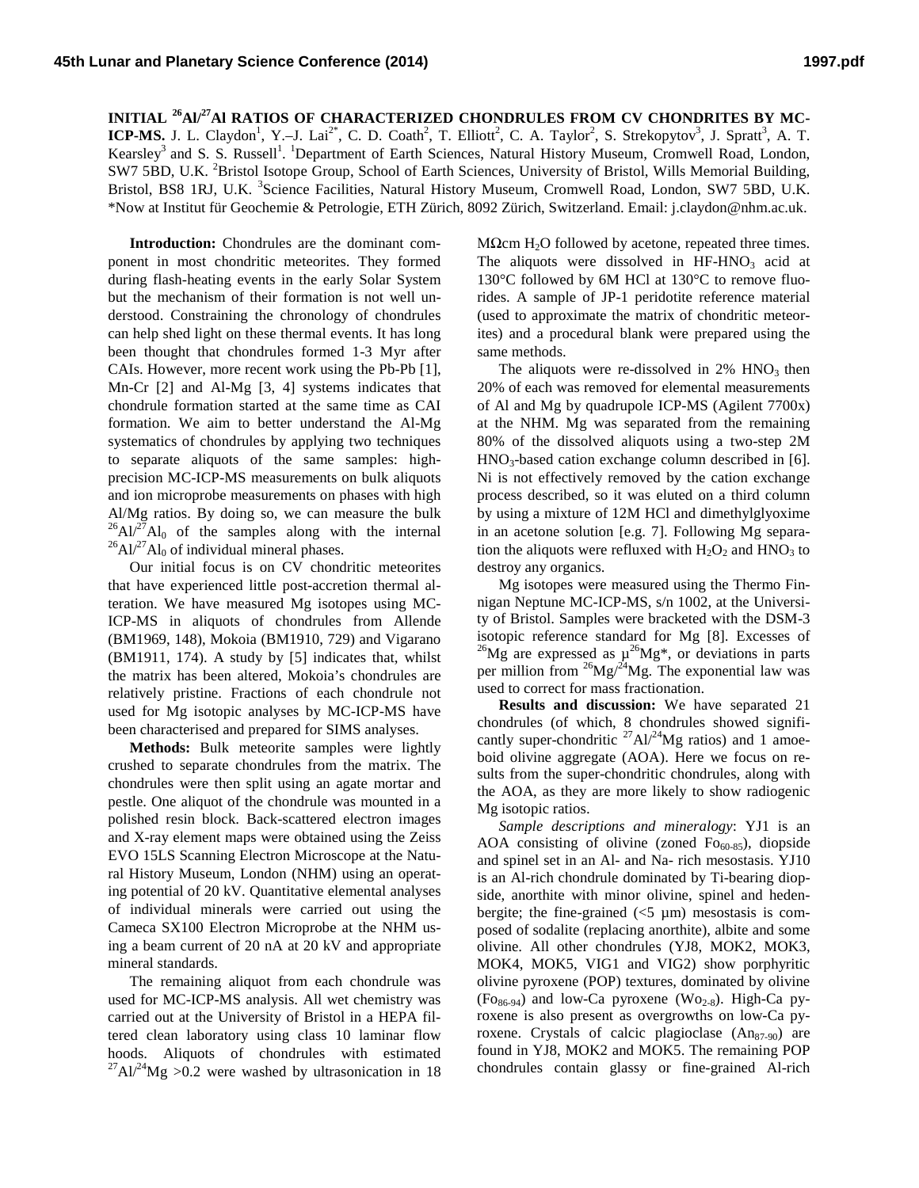# INITIAL $^{26}Al/^{27}Al$ RATIOS OF CHARACTERIZED CHONDRULES FROM CV CHONDRITES BY MC-ICP-MS.

J. L. Claydon[1], Y.–J. Lai[2*], C. D. Coath[2], T. Elliott[2], C. A. Taylor[2], S. Strekopytov[3], J. Spratt[3], A. T. Kearsley[3] and S. S. Russell[1]. [1]Department of Earth Sciences, Natural History Museum, Cromwell Road, London, SW7 5BD, U.K. [2]Bristol Isotope Group, School of Earth Sciences, University of Bristol, Wills Memorial Building, Bristol, BS8 1RJ, U.K. [3]Science Facilities, Natural History Museum, Cromwell Road, London, SW7 5BD, U.K. *Now at Institut für Geochemie & Petrologie, ETH Zürich, 8092 Zürich, Switzerland. Email: j.claydon@nhm.ac.uk.

**Introduction:** Chondrules are the dominant component in most chondritic meteorites. They formed during flash-heating events in the early Solar System but the mechanism of their formation is not well understood. Constraining the chronology of chondrules can help shed light on these thermal events. It has long been thought that chondrules formed 1-3 Myr after CAIs. However, more recent work using the Pb-Pb [1], Mn-Cr [2] and Al-Mg [3, 4] systems indicates that chondrule formation started at the same time as CAI formation. We aim to better understand the Al-Mg systematics of chondrules by applying two techniques to separate aliquots of the same samples: high-precision MC-ICP-MS measurements on bulk aliquots and ion microprobe measurements on phases with high Al/Mg ratios. By doing so, we can measure the bulk $^{26}Al/^{27}Al_0$ of the samples along with the internal $^{26}Al/^{27}Al_0$ of individual mineral phases.

Our initial focus is on CV chondritic meteorites that have experienced little post-accretion thermal alteration. We have measured Mg isotopes using MC-ICP-MS in aliquots of chondrules from Allende (BM1969, 148), Mokoia (BM1910, 729) and Vigarano (BM1911, 174). A study by [5] indicates that, whilst the matrix has been altered, Mokoia's chondrules are relatively pristine. Fractions of each chondrule not used for Mg isotopic analyses by MC-ICP-MS have been characterised and prepared for SIMS analyses.

**Methods:** Bulk meteorite samples were lightly crushed to separate chondrules from the matrix. The chondrules were then split using an agate mortar and pestle. One aliquot of the chondrule was mounted in a polished resin block. Back-scattered electron images and X-ray element maps were obtained using the Zeiss EVO 15LS Scanning Electron Microscope at the Natural History Museum, London (NHM) using an operating potential of 20 kV. Quantitative elemental analyses of individual minerals were carried out using the Cameca SX100 Electron Microprobe at the NHM using a beam current of 20 nA at 20 kV and appropriate mineral standards.

The remaining aliquot from each chondrule was used for MC-ICP-MS analysis. All wet chemistry was carried out at the University of Bristol in a HEPA filtered clean laboratory using class 10 laminar flow hoods. Aliquots of chondrules with estimated $^{27}Al/^{24}Mg > 0.2$ were washed by ultrasonication in 18 MΩcm $H_2O$ followed by acetone, repeated three times. The aliquots were dissolved in $HF$-$HNO_3$ acid at 130°C followed by 6M HCl at 130°C to remove fluorides. A sample of JP-1 peridotite reference material (used to approximate the matrix of chondritic meteorites) and a procedural blank were prepared using the same methods.

The aliquots were re-dissolved in 2% $HNO_3$ then 20% of each was removed for elemental measurements of Al and Mg by quadrupole ICP-MS (Agilent 7700x) at the NHM. Mg was separated from the remaining 80% of the dissolved aliquots using a two-step 2M $HNO_3$-based cation exchange column described in [6]. Ni is not effectively removed by the cation exchange process described, so it was eluted on a third column by using a mixture of 12M HCl and dimethylglyoxime in an acetone solution [e.g. 7]. Following Mg separation the aliquots were refluxed with $H_2O_2$ and $HNO_3$ to destroy any organics.

Mg isotopes were measured using the Thermo Finnigan Neptune MC-ICP-MS, s/n 1002, at the University of Bristol. Samples were bracketed with the DSM-3 isotopic reference standard for Mg [8]. Excesses of $^{26}Mg$ are expressed as $\mu^{26}Mg^*$, or deviations in parts per million from $^{26}Mg/^{24}Mg$. The exponential law was used to correct for mass fractionation.

**Results and discussion:** We have separated 21 chondrules (of which, 8 chondrules showed significantly super-chondritic $^{27}Al/^{24}Mg$ ratios) and 1 amoeboid olivine aggregate (AOA). Here we focus on results from the super-chondritic chondrules, along with the AOA, as they are more likely to show radiogenic Mg isotopic ratios.

*Sample descriptions and mineralogy*: YJ1 is an AOA consisting of olivine (zoned $Fo_{60-85}$), diopside and spinel set in an Al- and Na- rich mesostasis. YJ10 is an Al-rich chondrule dominated by Ti-bearing diopside, anorthite with minor olivine, spinel and hedenbergite; the fine-grained (<5 µm) mesostasis is composed of sodalite (replacing anorthite), albite and some olivine. All other chondrules (YJ8, MOK2, MOK3, MOK4, MOK5, VIG1 and VIG2) show porphyritic olivine pyroxene (POP) textures, dominated by olivine ($Fo_{86-94}$) and low-Ca pyroxene ($Wo_{2-8}$). High-Ca pyroxene is also present as overgrowths on low-Ca pyroxene. Crystals of calcic plagioclase ($An_{87-90}$) are found in YJ8, MOK2 and MOK5. The remaining POP chondrules contain glassy or fine-grained Al-rich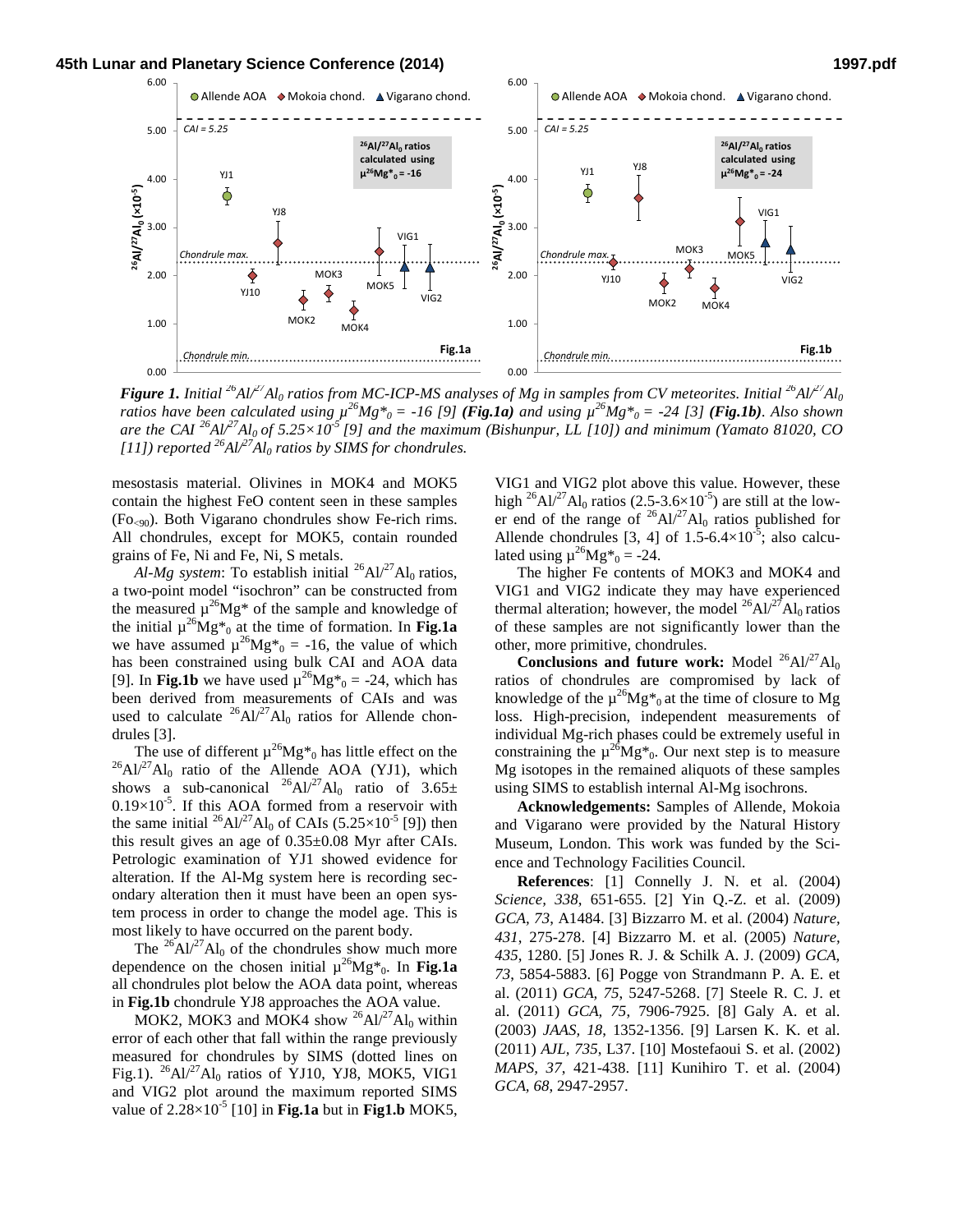6.00
Allende AOA ◆ Mokoia chond. ▲ Vigarano chond.
CAI = 5.25
$^{26}Al/^{27}Al_0$ ratios calculated using $\mu^{26}Mg^*_0$ = -16
$^{26}Al/^{27}Al_0$ (×10$^{-5}$)
YJ1
YJ8
YJ10
MOK2
MOK3
MOK4
MOK5
VIG1
VIG2
Chondrule max.
Chondrule min.
Fig.1a
5.00
4.00
3.00
2.00
1.00
0.00

6.00
Allende AOA ◆ Mokoia chond. ▲ Vigarano chond.
CAI = 5.25
$^{26}Al/^{27}Al_0$ ratios calculated using $\mu^{26}Mg^*_0$ = -24
$^{26}Al/^{27}Al_0$ (×10$^{-5}$)
YJ1
YJ8
YJ10
MOK2
MOK3
MOK4
MOK5
VIG1
VIG2
Chondrule max.
Chondrule min.
Fig.1b
5.00
4.00
3.00
2.00
1.00
0.00

***Figure 1.*** *Initial $^{26}Al/^{27}Al_0$ ratios from MC-ICP-MS analyses of Mg in samples from CV meteorites. Initial $^{26}Al/^{27}Al_0$ ratios have been calculated using $\mu^{26}Mg^*_0$ = -16 [9]* ***(Fig.1a)*** *and using $\mu^{26}Mg^*_0$ = -24 [3]* ***(Fig.1b)****. Also shown are the CAI $^{26}Al/^{27}Al_0$ of $5.25\times10^{-5}$ [9] and the maximum (Bishunpur, LL [10]) and minimum (Yamato 81020, CO [11]) reported $^{26}Al/^{27}Al_0$ ratios by SIMS for chondrules.*

mesostasis material. Olivines in MOK4 and MOK5 contain the highest FeO content seen in these samples ($Fo_{<90}$). Both Vigarano chondrules show Fe-rich rims. All chondrules, except for MOK5, contain rounded grains of Fe, Ni and Fe, Ni, S metals.

*Al-Mg system*: To establish initial $^{26}Al/^{27}Al_0$ ratios, a two-point model "isochron" can be constructed from the measured $\mu^{26}Mg^*$ of the sample and knowledge of the initial $\mu^{26}Mg^*_0$ at the time of formation. In **Fig.1a** we have assumed $\mu^{26}Mg^*_0$ = -16, the value of which has been constrained using bulk CAI and AOA data [9]. In **Fig.1b** we have used $\mu^{26}Mg^*_0$ = -24, which has been derived from measurements of CAIs and was used to calculate $^{26}Al/^{27}Al_0$ ratios for Allende chondrules [3].

The use of different $\mu^{26}Mg^*_0$ has little effect on the $^{26}Al/^{27}Al_0$ ratio of the Allende AOA (YJ1), which shows a sub-canonical $^{26}Al/^{27}Al_0$ ratio of $3.65\pm 0.19\times10^{-5}$. If this AOA formed from a reservoir with the same initial $^{26}Al/^{27}Al_0$ of CAIs ($5.25\times10^{-5}$ [9]) then this result gives an age of 0.35±0.08 Myr after CAIs. Petrologic examination of YJ1 showed evidence for alteration. If the Al-Mg system here is recording secondary alteration then it must have been an open system process in order to change the model age. This is most likely to have occurred on the parent body.

The $^{26}Al/^{27}Al_0$ of the chondrules show much more dependence on the chosen initial $\mu^{26}Mg^*_0$. In **Fig.1a** all chondrules plot below the AOA data point, whereas in **Fig.1b** chondrule YJ8 approaches the AOA value.

MOK2, MOK3 and MOK4 show $^{26}Al/^{27}Al_0$ within error of each other that fall within the range previously measured for chondrules by SIMS (dotted lines on Fig.1). $^{26}Al/^{27}Al_0$ ratios of YJ10, YJ8, MOK5, VIG1 and VIG2 plot around the maximum reported SIMS value of $2.28\times10^{-5}$ [10] in **Fig.1a** but in **Fig1.b** MOK5, VIG1 and VIG2 plot above this value. However, these high $^{26}Al/^{27}Al_0$ ratios ($2.5$-$3.6\times10^{-5}$) are still at the lower end of the range of $^{26}Al/^{27}Al_0$ ratios published for Allende chondrules [3, 4] of $1.5$-$6.4\times10^{-5}$; also calculated using $\mu^{26}Mg^*_0$ = -24.

The higher Fe contents of MOK3 and MOK4 and VIG1 and VIG2 indicate they may have experienced thermal alteration; however, the model $^{26}Al/^{27}Al_0$ ratios of these samples are not significantly lower than the other, more primitive, chondrules.

**Conclusions and future work:** Model $^{26}Al/^{27}Al_0$ ratios of chondrules are compromised by lack of knowledge of the $\mu^{26}Mg^*_0$ at the time of closure to Mg loss. High-precision, independent measurements of individual Mg-rich phases could be extremely useful in constraining the $\mu^{26}Mg^*_0$. Our next step is to measure Mg isotopes in the remained aliquots of these samples using SIMS to establish internal Al-Mg isochrons.

**Acknowledgements:** Samples of Allende, Mokoia and Vigarano were provided by the Natural History Museum, London. This work was funded by the Science and Technology Facilities Council.

**References**: [1] Connelly J. N. et al. (2004) *Science, 338*, 651-655. [2] Yin Q.-Z. et al. (2009) *GCA, 73*, A1484. [3] Bizzarro M. et al. (2004) *Nature, 431*, 275-278. [4] Bizzarro M. et al. (2005) *Nature, 435*, 1280. [5] Jones R. J. & Schilk A. J. (2009) *GCA, 73*, 5854-5883. [6] Pogge von Strandmann P. A. E. et al. (2011) *GCA, 75*, 5247-5268. [7] Steele R. C. J. et al. (2011) *GCA, 75*, 7906-7925. [8] Galy A. et al. (2003) *JAAS, 18*, 1352-1356. [9] Larsen K. K. et al. (2011) *AJL, 735*, L37. [10] Mostefaoui S. et al. (2002) *MAPS, 37*, 421-438. [11] Kunihiro T. et al. (2004) *GCA, 68*, 2947-2957.